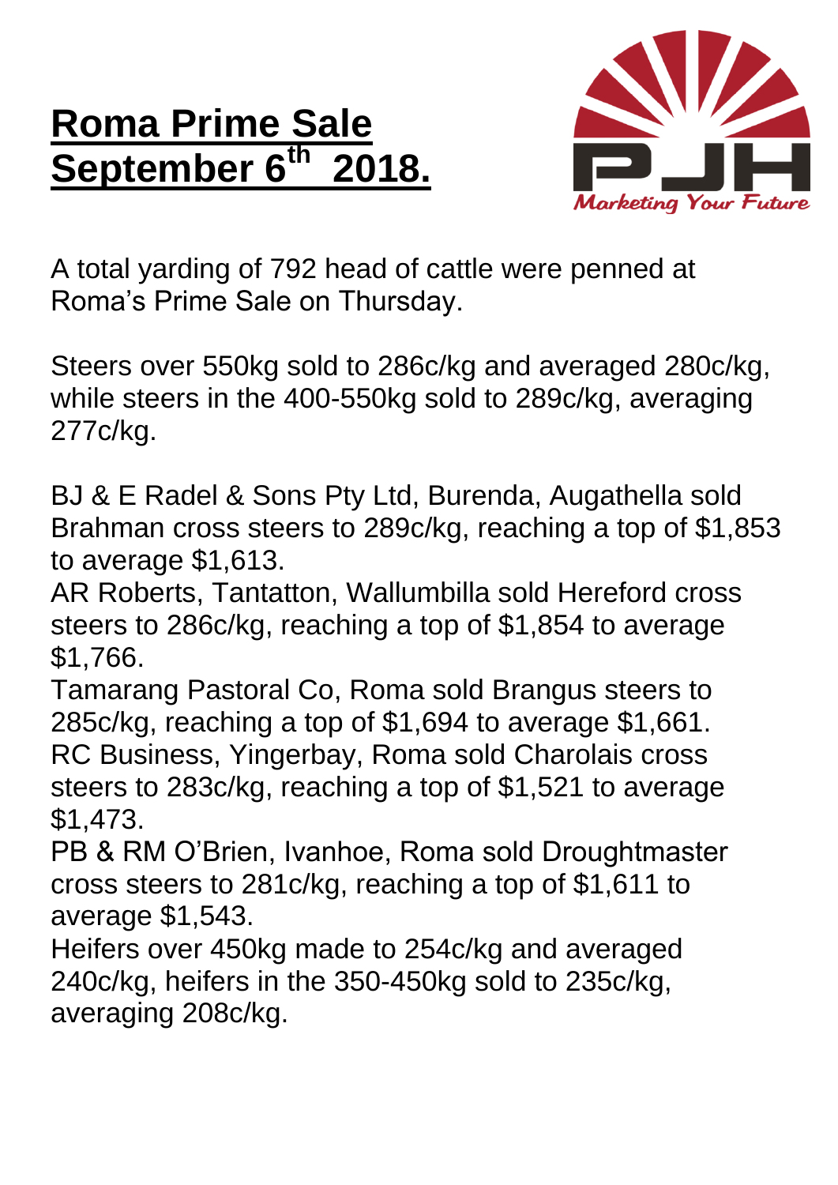# Roma Prime Sale September 6th 2018.

A total yarding of 792 head of cattle were penned at Roma's Prime Sale on Thursday.

Steers over 550kg sold to 286c/kg and averaged 280c/kg, while steers in the 400-550kg sold to 289c/kg, averaging 277c/kg.

BJ & E Radel & Sons Pty Ltd, Burenda, Augathella sold Brahman cross steers to 289c/kg, reaching a top of $1,853 to average $1,613.
AR Roberts, Tantatton, Wallumbilla sold Hereford cross steers to 286c/kg, reaching a top of $1,854 to average $1,766.
Tamarang Pastoral Co, Roma sold Brangus steers to 285c/kg, reaching a top of $1,694 to average $1,661.
RC Business, Yingerbay, Roma sold Charolais cross steers to 283c/kg, reaching a top of $1,521 to average $1,473.
PB & RM O'Brien, Ivanhoe, Roma sold Droughtmaster cross steers to 281c/kg, reaching a top of $1,611 to average $1,543.
Heifers over 450kg made to 254c/kg and averaged 240c/kg, heifers in the 350-450kg sold to 235c/kg, averaging 208c/kg.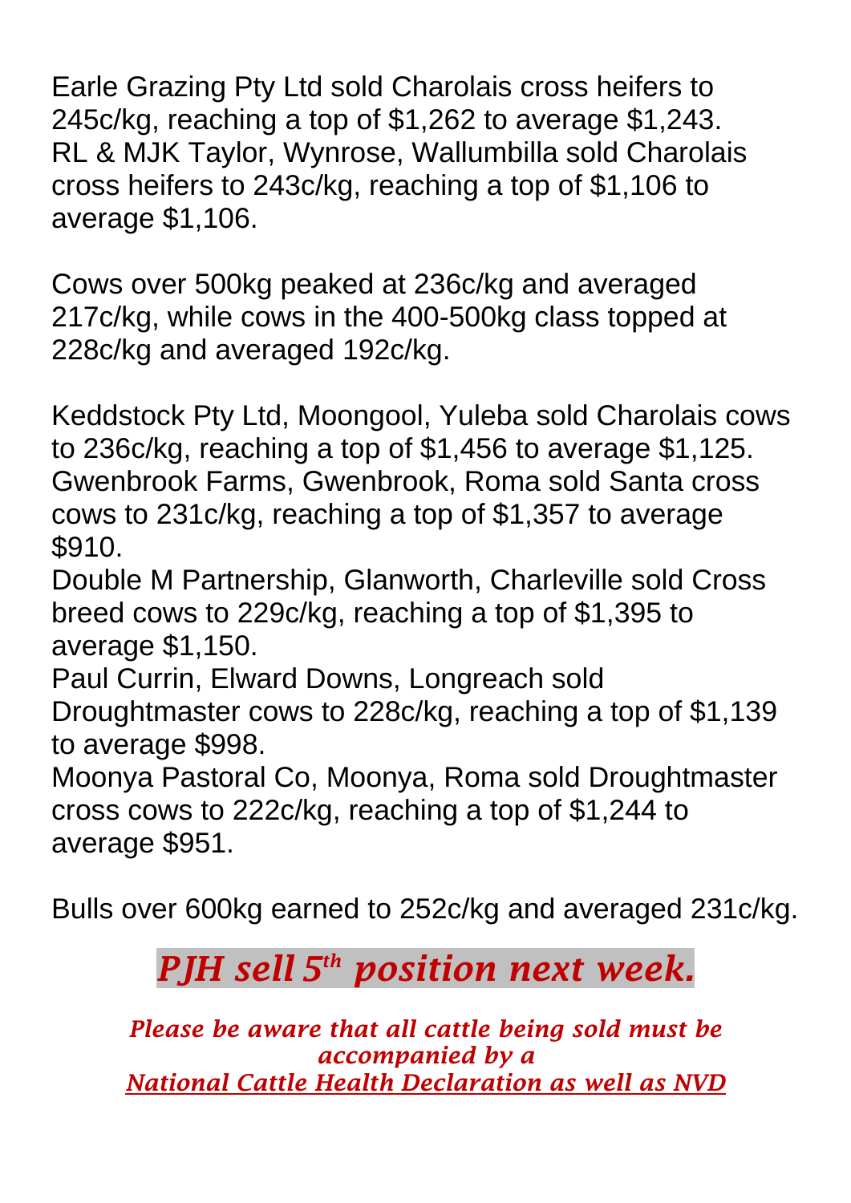Earle Grazing Pty Ltd sold Charolais cross heifers to 245c/kg, reaching a top of $1,262 to average $1,243.
RL & MJK Taylor, Wynrose, Wallumbilla sold Charolais cross heifers to 243c/kg, reaching a top of $1,106 to average $1,106.

Cows over 500kg peaked at 236c/kg and averaged 217c/kg, while cows in the 400-500kg class topped at 228c/kg and averaged 192c/kg.

Keddstock Pty Ltd, Moongool, Yuleba sold Charolais cows to 236c/kg, reaching a top of $1,456 to average $1,125.
Gwenbrook Farms, Gwenbrook, Roma sold Santa cross cows to 231c/kg, reaching a top of $1,357 to average $910.
Double M Partnership, Glanworth, Charleville sold Cross breed cows to 229c/kg, reaching a top of $1,395 to average $1,150.
Paul Currin, Elward Downs, Longreach sold Droughtmaster cows to 228c/kg, reaching a top of $1,139 to average $998.
Moonya Pastoral Co, Moonya, Roma sold Droughtmaster cross cows to 222c/kg, reaching a top of $1,244 to average $951.

Bulls over 600kg earned to 252c/kg and averaged 231c/kg.

***PJH sell 5th position next week.***

*Please be aware that all cattle being sold must be accompanied by a*
*National Cattle Health Declaration as well as NVD*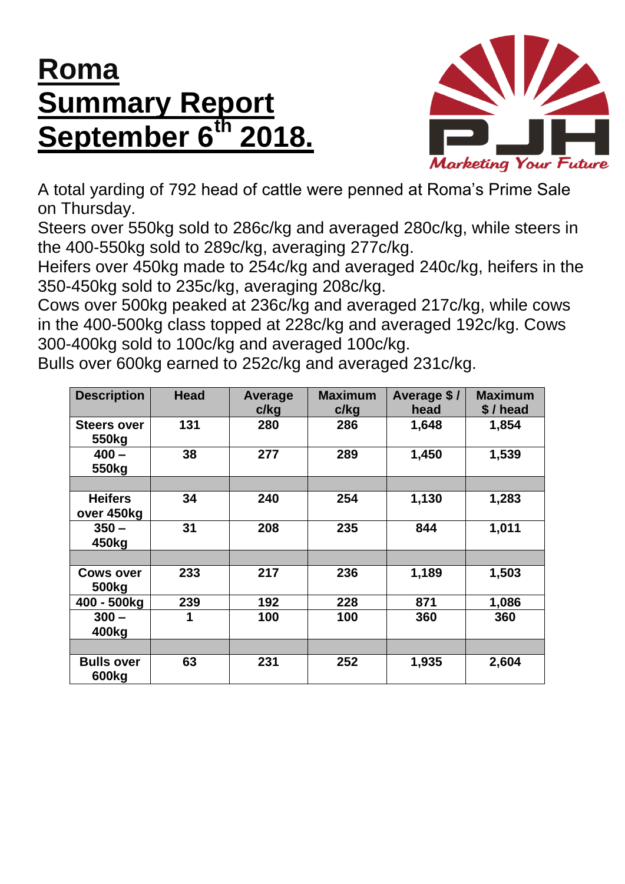# Roma Summary Report September 6th 2018.

PJH
*Marketing Your Future*

A total yarding of 792 head of cattle were penned at Roma's Prime Sale on Thursday.

Steers over 550kg sold to 286c/kg and averaged 280c/kg, while steers in the 400-550kg sold to 289c/kg, averaging 277c/kg.

Heifers over 450kg made to 254c/kg and averaged 240c/kg, heifers in the 350-450kg sold to 235c/kg, averaging 208c/kg.

Cows over 500kg peaked at 236c/kg and averaged 217c/kg, while cows in the 400-500kg class topped at 228c/kg and averaged 192c/kg. Cows 300-400kg sold to 100c/kg and averaged 100c/kg.

Bulls over 600kg earned to 252c/kg and averaged 231c/kg.

| Description | Head | Average c/kg | Maximum c/kg | Average $ / head | Maximum $ / head |
|---|---|---|---|---|---|
| Steers over 550kg | 131 | 280 | 286 | 1,648 | 1,854 |
| 400 – 550kg | 38 | 277 | 289 | 1,450 | 1,539 |
| | | | | | |
| Heifers over 450kg | 34 | 240 | 254 | 1,130 | 1,283 |
| 350 – 450kg | 31 | 208 | 235 | 844 | 1,011 |
| | | | | | |
| Cows over 500kg | 233 | 217 | 236 | 1,189 | 1,503 |
| 400 - 500kg | 239 | 192 | 228 | 871 | 1,086 |
| 300 – 400kg | 1 | 100 | 100 | 360 | 360 |
| | | | | | |
| Bulls over 600kg | 63 | 231 | 252 | 1,935 | 2,604 |